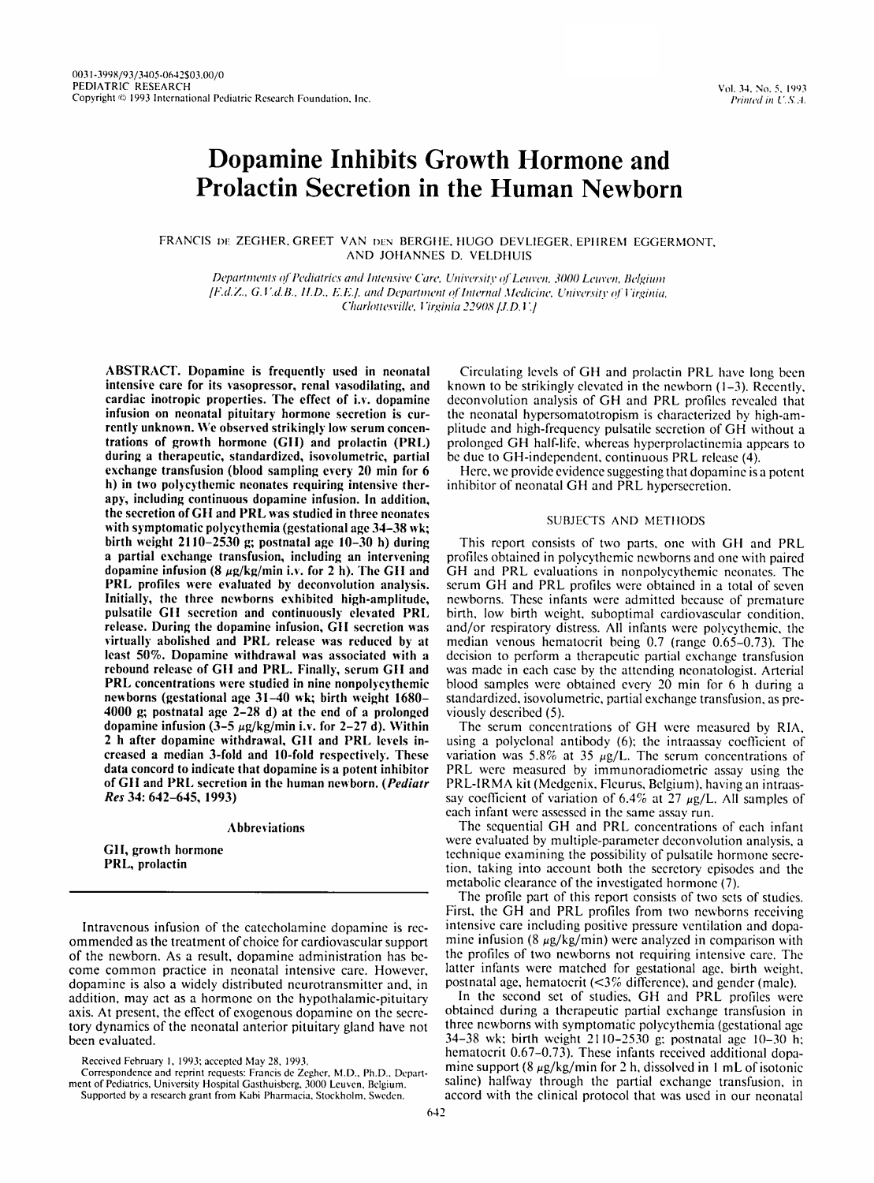# Dopamine Inhibits Growth Hormone and Prolactin Secretion in the Human Newborn

FRANCIS DE ZEGHER, GREET VAN DEN BERGHE, HUGO DEVLIEGER, EPHREM EGGERMONT, AND JOHANNES D. VELDHUIS

*Departments of Pediatrics and Intensive Care, University of Leuven, 3000 Leuven, Belgium [F.d.Z., G.V.d.B., H.D., E.E.], and Department of Internal Medicine, University of Virginia, Charlottesville, Virginia 22908 [J.D.V.]*

**ABSTRACT.** Dopamine is frequently used in neonatal intensive care for its vasopressor, renal vasodilating, and cardiac inotropic properties. The effect of i.v. dopamine infusion on neonatal pituitary hormone secretion is currently unknown. We observed strikingly low serum concentrations of growth hormone (GH) and prolactin (PRL) during a therapeutic, standardized, isovolumetric, partial exchange transfusion (blood sampling every 20 min for 6 h) in two polycythemic neonates requiring intensive therapy, including continuous dopamine infusion. In addition, the secretion of GH and PRL was studied in three neonates with symptomatic polycythemia (gestational age 34–38 wk; birth weight 2110–2530 g; postnatal age 10–30 h) during a partial exchange transfusion, including an intervening dopamine infusion (8 $\mu$g/kg/min i.v. for 2 h). The GH and PRL profiles were evaluated by deconvolution analysis. Initially, the three newborns exhibited high-amplitude, pulsatile GH secretion and continuously elevated PRL release. During the dopamine infusion, GH secretion was virtually abolished and PRL release was reduced by at least 50%. Dopamine withdrawal was associated with a rebound release of GH and PRL. Finally, serum GH and PRL concentrations were studied in nine nonpolycythemic newborns (gestational age 31–40 wk; birth weight 1680–4000 g; postnatal age 2–28 d) at the end of a prolonged dopamine infusion (3–5 $\mu$g/kg/min i.v. for 2–27 d). Within 2 h after dopamine withdrawal, GH and PRL levels increased a median 3-fold and 10-fold respectively. These data concord to indicate that dopamine is a potent inhibitor of GH and PRL secretion in the human newborn. (*Pediatr Res* 34: 642–645, 1993)

### Abbreviations

GH, growth hormone
PRL, prolactin

Intravenous infusion of the catecholamine dopamine is recommended as the treatment of choice for cardiovascular support of the newborn. As a result, dopamine administration has become common practice in neonatal intensive care. However, dopamine is also a widely distributed neurotransmitter and, in addition, may act as a hormone on the hypothalamic-pituitary axis. At present, the effect of exogenous dopamine on the secretory dynamics of the neonatal anterior pituitary gland have not been evaluated.

Received February 1, 1993; accepted May 28, 1993.
Correspondence and reprint requests: Francis de Zegher, M.D., Ph.D., Department of Pediatrics, University Hospital Gasthuisberg, 3000 Leuven, Belgium.
Supported by a research grant from Kabi Pharmacia, Stockholm, Sweden.

Circulating levels of GH and prolactin PRL have long been known to be strikingly elevated in the newborn (1–3). Recently, deconvolution analysis of GH and PRL profiles revealed that the neonatal hypersomatotropism is characterized by high-amplitude and high-frequency pulsatile secretion of GH without a prolonged GH half-life, whereas hyperprolactinemia appears to be due to GH-independent, continuous PRL release (4).

Here, we provide evidence suggesting that dopamine is a potent inhibitor of neonatal GH and PRL hypersecretion.

## SUBJECTS AND METHODS

This report consists of two parts, one with GH and PRL profiles obtained in polycythemic newborns and one with paired GH and PRL evaluations in nonpolycythemic neonates. The serum GH and PRL profiles were obtained in a total of seven newborns. These infants were admitted because of premature birth, low birth weight, suboptimal cardiovascular condition, and/or respiratory distress. All infants were polycythemic, the median venous hematocrit being 0.7 (range 0.65–0.73). The decision to perform a therapeutic partial exchange transfusion was made in each case by the attending neonatologist. Arterial blood samples were obtained every 20 min for 6 h during a standardized, isovolumetric, partial exchange transfusion, as previously described (5).

The serum concentrations of GH were measured by RIA, using a polyclonal antibody (6); the intraassay coefficient of variation was 5.8% at 35 $\mu$g/L. The serum concentrations of PRL were measured by immunoradiometric assay using the PRL-IRMA kit (Medgenix, Fleurus, Belgium), having an intraassay coefficient of variation of 6.4% at 27 $\mu$g/L. All samples of each infant were assessed in the same assay run.

The sequential GH and PRL concentrations of each infant were evaluated by multiple-parameter deconvolution analysis, a technique examining the possibility of pulsatile hormone secretion, taking into account both the secretory episodes and the metabolic clearance of the investigated hormone (7).

The profile part of this report consists of two sets of studies. First, the GH and PRL profiles from two newborns receiving intensive care including positive pressure ventilation and dopamine infusion (8 $\mu$g/kg/min) were analyzed in comparison with the profiles of two newborns not requiring intensive care. The latter infants were matched for gestational age, birth weight, postnatal age, hematocrit (<3% difference), and gender (male).

In the second set of studies, GH and PRL profiles were obtained during a therapeutic partial exchange transfusion in three newborns with symptomatic polycythemia (gestational age 34–38 wk; birth weight 2110–2530 g; postnatal age 10–30 h; hematocrit 0.67–0.73). These infants received additional dopamine support (8 $\mu$g/kg/min for 2 h, dissolved in 1 mL of isotonic saline) halfway through the partial exchange transfusion, in accord with the clinical protocol that was used in our neonatal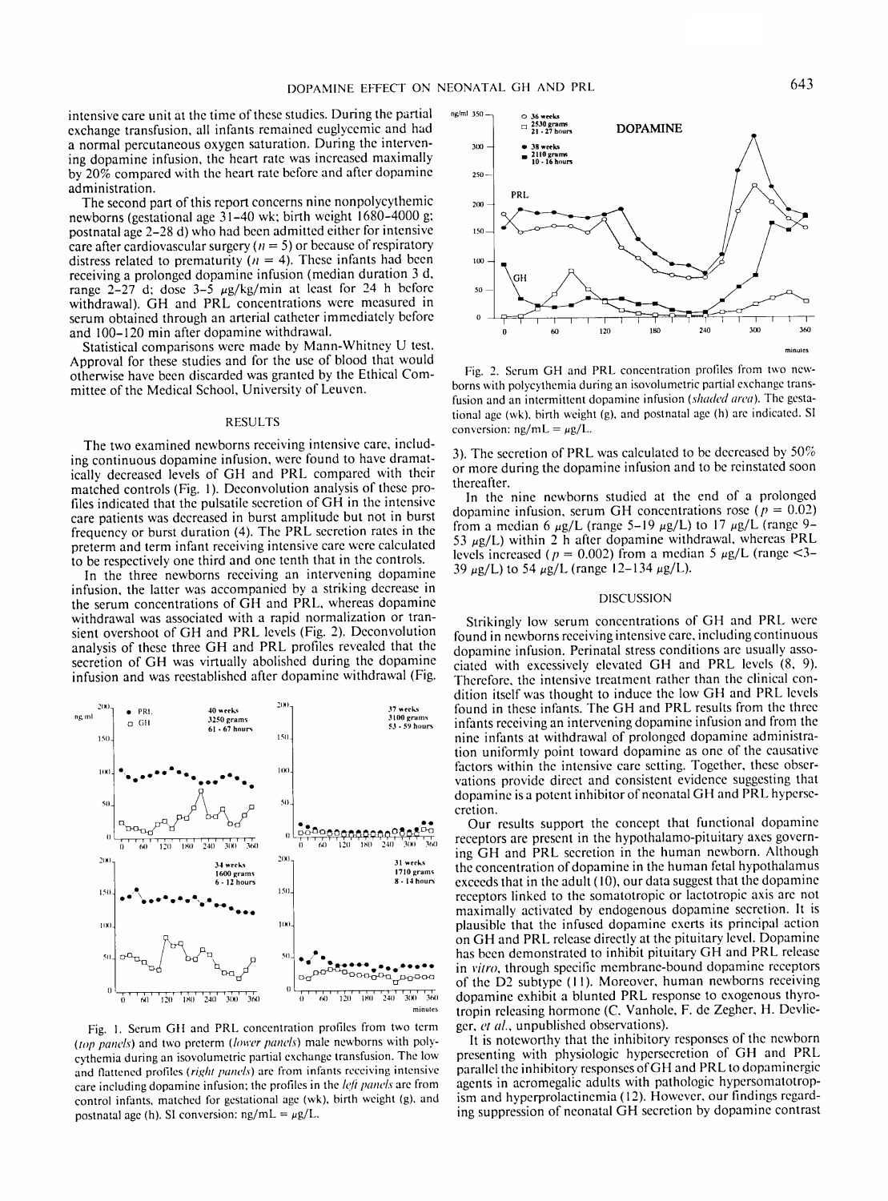intensive care unit at the time of these studies. During the partial exchange transfusion, all infants remained euglycemic and had a normal percutaneous oxygen saturation. During the intervening dopamine infusion, the heart rate was increased maximally by 20% compared with the heart rate before and after dopamine administration.

The second part of this report concerns nine nonpolycythemic newborns (gestational age 31–40 wk; birth weight 1680–4000 g; postnatal age 2–28 d) who had been admitted either for intensive care after cardiovascular surgery ($n = 5$) or because of respiratory distress related to prematurity ($n = 4$). These infants had been receiving a prolonged dopamine infusion (median duration 3 d, range 2–27 d; dose 3–5 μg/kg/min at least for 24 h before withdrawal). GH and PRL concentrations were measured in serum obtained through an arterial catheter immediately before and 100–120 min after dopamine withdrawal.

Statistical comparisons were made by Mann-Whitney U test. Approval for these studies and for the use of blood that would otherwise have been discarded was granted by the Ethical Committee of the Medical School, University of Leuven.

## RESULTS

The two examined newborns receiving intensive care, including continuous dopamine infusion, were found to have dramatically decreased levels of GH and PRL compared with their matched controls (Fig. 1). Deconvolution analysis of these profiles indicated that the pulsatile secretion of GH in the intensive care patients was decreased in burst amplitude but not in burst frequency or burst duration (4). The PRL secretion rates in the preterm and term infant receiving intensive care were calculated to be respectively one third and one tenth that in the controls.

In the three newborns receiving an intervening dopamine infusion, the latter was accompanied by a striking decrease in the serum concentrations of GH and PRL, whereas dopamine withdrawal was associated with a rapid normalization or transient overshoot of GH and PRL levels (Fig. 2). Deconvolution analysis of these three GH and PRL profiles revealed that the secretion of GH was virtually abolished during the dopamine infusion and was reestablished after dopamine withdrawal (Fig. 3). The secretion of PRL was calculated to be decreased by 50% or more during the dopamine infusion and to be reinstated soon thereafter.

Fig. 1. Serum GH and PRL concentration profiles from two term (*top panels*) and two preterm (*lower panels*) male newborns with polycythemia during an isovolumetric partial exchange transfusion. The low and flattened profiles (*right panels*) are from infants receiving intensive care including dopamine infusion; the profiles in the *left panels* are from control infants, matched for gestational age (wk), birth weight (g), and postnatal age (h). SI conversion: ng/mL = μg/L.

Fig. 2. Serum GH and PRL concentration profiles from two newborns with polycythemia during an isovolumetric partial exchange transfusion and an intermittent dopamine infusion (*shaded area*). The gestational age (wk), birth weight (g), and postnatal age (h) are indicated. SI conversion: ng/mL = μg/L.

In the nine newborns studied at the end of a prolonged dopamine infusion, serum GH concentrations rose ($p = 0.02$) from a median 6 μg/L (range 5–19 μg/L) to 17 μg/L (range 9–53 μg/L) within 2 h after dopamine withdrawal, whereas PRL levels increased ($p = 0.002$) from a median 5 μg/L (range <3–39 μg/L) to 54 μg/L (range 12–134 μg/L).

## DISCUSSION

Strikingly low serum concentrations of GH and PRL were found in newborns receiving intensive care, including continuous dopamine infusion. Perinatal stress conditions are usually associated with excessively elevated GH and PRL levels (8, 9). Therefore, the intensive treatment rather than the clinical condition itself was thought to induce the low GH and PRL levels found in these infants. The GH and PRL results from the three infants receiving an intervening dopamine infusion and from the nine infants at withdrawal of prolonged dopamine administration uniformly point toward dopamine as one of the causative factors within the intensive care setting. Together, these observations provide direct and consistent evidence suggesting that dopamine is a potent inhibitor of neonatal GH and PRL hypersecretion.

Our results support the concept that functional dopamine receptors are present in the hypothalamo-pituitary axes governing GH and PRL secretion in the human newborn. Although the concentration of dopamine in the human fetal hypothalamus exceeds that in the adult (10), our data suggest that the dopamine receptors linked to the somatotropic or lactotropic axis are not maximally activated by endogenous dopamine secretion. It is plausible that the infused dopamine exerts its principal action on GH and PRL release directly at the pituitary level. Dopamine has been demonstrated to inhibit pituitary GH and PRL release *in vitro*, through specific membrane-bound dopamine receptors of the D2 subtype (11). Moreover, human newborns receiving dopamine exhibit a blunted PRL response to exogenous thyrotropin releasing hormone (C. Vanhole, F. de Zegher, H. Devlieger, *et al.*, unpublished observations).

It is noteworthy that the inhibitory responses of the newborn presenting with physiologic hypersecretion of GH and PRL parallel the inhibitory responses of GH and PRL to dopaminergic agents in acromegalic adults with pathologic hypersomatotropism and hyperprolactinemia (12). However, our findings regarding suppression of neonatal GH secretion by dopamine contrast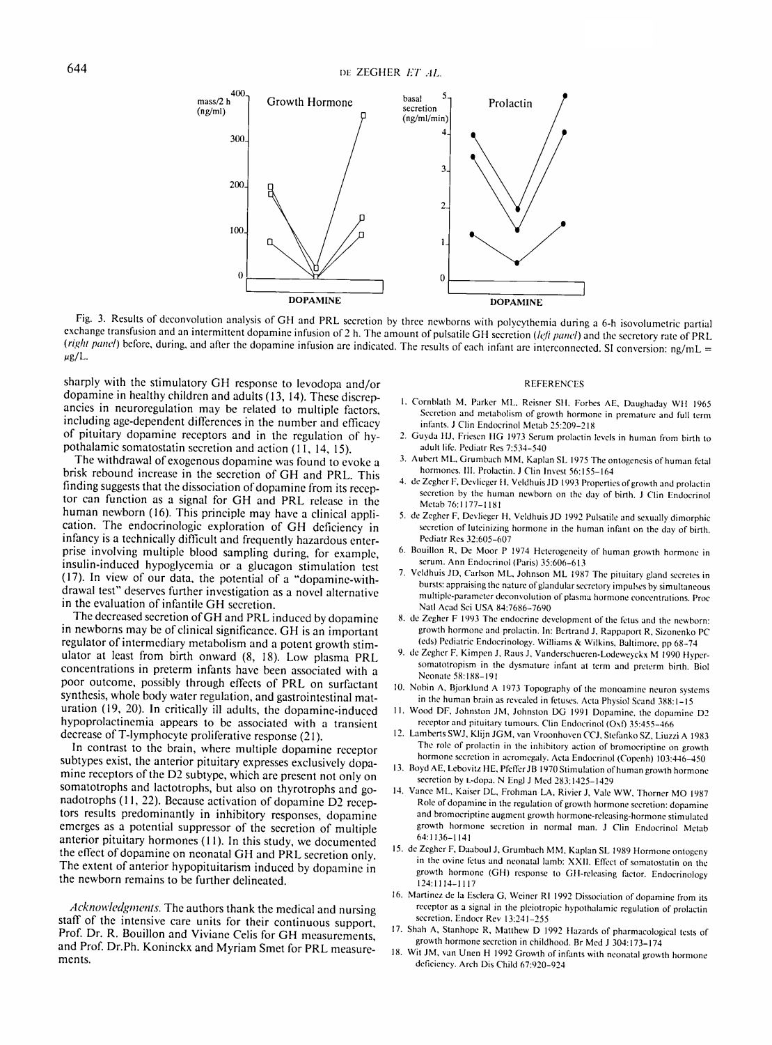Fig. 3. Results of deconvolution analysis of GH and PRL secretion by three newborns with polycythemia during a 6-h isovolumetric partial exchange transfusion and an intermittent dopamine infusion of 2 h. The amount of pulsatile GH secretion (*left panel*) and the secretory rate of PRL (*right panel*) before, during, and after the dopamine infusion are indicated. The results of each infant are interconnected. SI conversion: ng/mL = μg/L.

sharply with the stimulatory GH response to levodopa and/or dopamine in healthy children and adults (13, 14). These discrepancies in neuroregulation may be related to multiple factors, including age-dependent differences in the number and efficacy of pituitary dopamine receptors and in the regulation of hypothalamic somatostatin secretion and action (11, 14, 15).

The withdrawal of exogenous dopamine was found to evoke a brisk rebound increase in the secretion of GH and PRL. This finding suggests that the dissociation of dopamine from its receptor can function as a signal for GH and PRL release in the human newborn (16). This principle may have a clinical application. The endocrinologic exploration of GH deficiency in infancy is a technically difficult and frequently hazardous enterprise involving multiple blood sampling during, for example, insulin-induced hypoglycemia or a glucagon stimulation test (17). In view of our data, the potential of a "dopamine-withdrawal test" deserves further investigation as a novel alternative in the evaluation of infantile GH secretion.

The decreased secretion of GH and PRL induced by dopamine in newborns may be of clinical significance. GH is an important regulator of intermediary metabolism and a potent growth stimulator at least from birth onward (8, 18). Low plasma PRL concentrations in preterm infants have been associated with a poor outcome, possibly through effects of PRL on surfactant synthesis, whole body water regulation, and gastrointestinal maturation (19, 20). In critically ill adults, the dopamine-induced hypoprolactinemia appears to be associated with a transient decrease of T-lymphocyte proliferative response (21).

In contrast to the brain, where multiple dopamine receptor subtypes exist, the anterior pituitary expresses exclusively dopamine receptors of the D2 subtype, which are present not only on somatotrophs and lactotrophs, but also on thyrotrophs and gonadotrophs (11, 22). Because activation of dopamine D2 receptors results predominantly in inhibitory responses, dopamine emerges as a potential suppressor of the secretion of multiple anterior pituitary hormones (11). In this study, we documented the effect of dopamine on neonatal GH and PRL secretion only. The extent of anterior hypopituitarism induced by dopamine in the newborn remains to be further delineated.

*Acknowledgments.* The authors thank the medical and nursing staff of the intensive care units for their continuous support, Prof. Dr. R. Bouillon and Viviane Celis for GH measurements, and Prof. Dr.Ph. Koninckx and Myriam Smet for PRL measurements.

## REFERENCES

1. Cornblath M, Parker ML, Reisner SH, Forbes AE, Daughaday WH 1965 Secretion and metabolism of growth hormone in premature and full term infants. J Clin Endocrinol Metab 25:209–218
2. Guyda HJ, Friesen HG 1973 Serum prolactin levels in human from birth to adult life. Pediatr Res 7:534–540
3. Aubert ML, Grumbach MM, Kaplan SL 1975 The ontogenesis of human fetal hormones. III. Prolactin. J Clin Invest 56:155–164
4. de Zegher F, Devlieger H, Veldhuis JD 1993 Properties of growth and prolactin secretion by the human newborn on the day of birth. J Clin Endocrinol Metab 76:1177–1181
5. de Zegher F, Devlieger H, Veldhuis JD 1992 Pulsatile and sexually dimorphic secretion of luteinizing hormone in the human infant on the day of birth. Pediatr Res 32:605–607
6. Bouillon R, De Moor P 1974 Heterogeneity of human growth hormone in serum. Ann Endocrinol (Paris) 35:606–613
7. Veldhuis JD, Carlson ML, Johnson ML 1987 The pituitary gland secretes in bursts: appraising the nature of glandular secretory impulses by simultaneous multiple-parameter deconvolution of plasma hormone concentrations. Proc Natl Acad Sci USA 84:7686–7690
8. de Zegher F 1993 The endocrine development of the fetus and the newborn: growth hormone and prolactin. In: Bertrand J, Rappaport R, Sizonenko PC (eds) Pediatric Endocrinology. Williams & Wilkins, Baltimore, pp 68–74
9. de Zegher F, Kimpen J, Raus J, Vanderschueren-Lodeweyckx M 1990 Hypersomatotropism in the dysmature infant at term and preterm birth. Biol Neonate 58:188–191
10. Nobin A, Bjorklund A 1973 Topography of the monoamine neuron systems in the human brain as revealed in fetuses. Acta Physiol Scand 388:1–15
11. Wood DF, Johnston JM, Johnston DG 1991 Dopamine, the dopamine D2 receptor and pituitary tumours. Clin Endocrinol (Oxf) 35:455–466
12. Lamberts SWJ, Klijn JGM, van Vroonhoven CCJ, Stefanko SZ, Liuzzi A 1983 The role of prolactin in the inhibitory action of bromocriptine on growth hormone secretion in acromegaly. Acta Endocrinol (Copenh) 103:446–450
13. Boyd AE, Lebovitz HE, Pfeffer JB 1970 Stimulation of human growth hormone secretion by L-dopa. N Engl J Med 283:1425–1429
14. Vance ML, Kaiser DL, Frohman LA, Rivier J, Vale WW, Thorner MO 1987 Role of dopamine in the regulation of growth hormone secretion: dopamine and bromocriptine augment growth hormone-releasing-hormone stimulated growth hormone secretion in normal man. J Clin Endocrinol Metab 64:1136–1141
15. de Zegher F, Daaboul J, Grumbach MM, Kaplan SL 1989 Hormone ontogeny in the ovine fetus and neonatal lamb: XXII. Effect of somatostatin on the growth hormone (GH) response to GH-releasing factor. Endocrinology 124:1114–1117
16. Martinez de la Escalera G, Weiner RI 1992 Dissociation of dopamine from its receptor as a signal in the pleiotropic hypothalamic regulation of prolactin secretion. Endocr Rev 13:241–255
17. Shah A, Stanhope R, Matthew D 1992 Hazards of pharmacological tests of growth hormone secretion in childhood. Br Med J 304:173–174
18. Wit JM, van Unen H 1992 Growth of infants with neonatal growth hormone deficiency. Arch Dis Child 67:920–924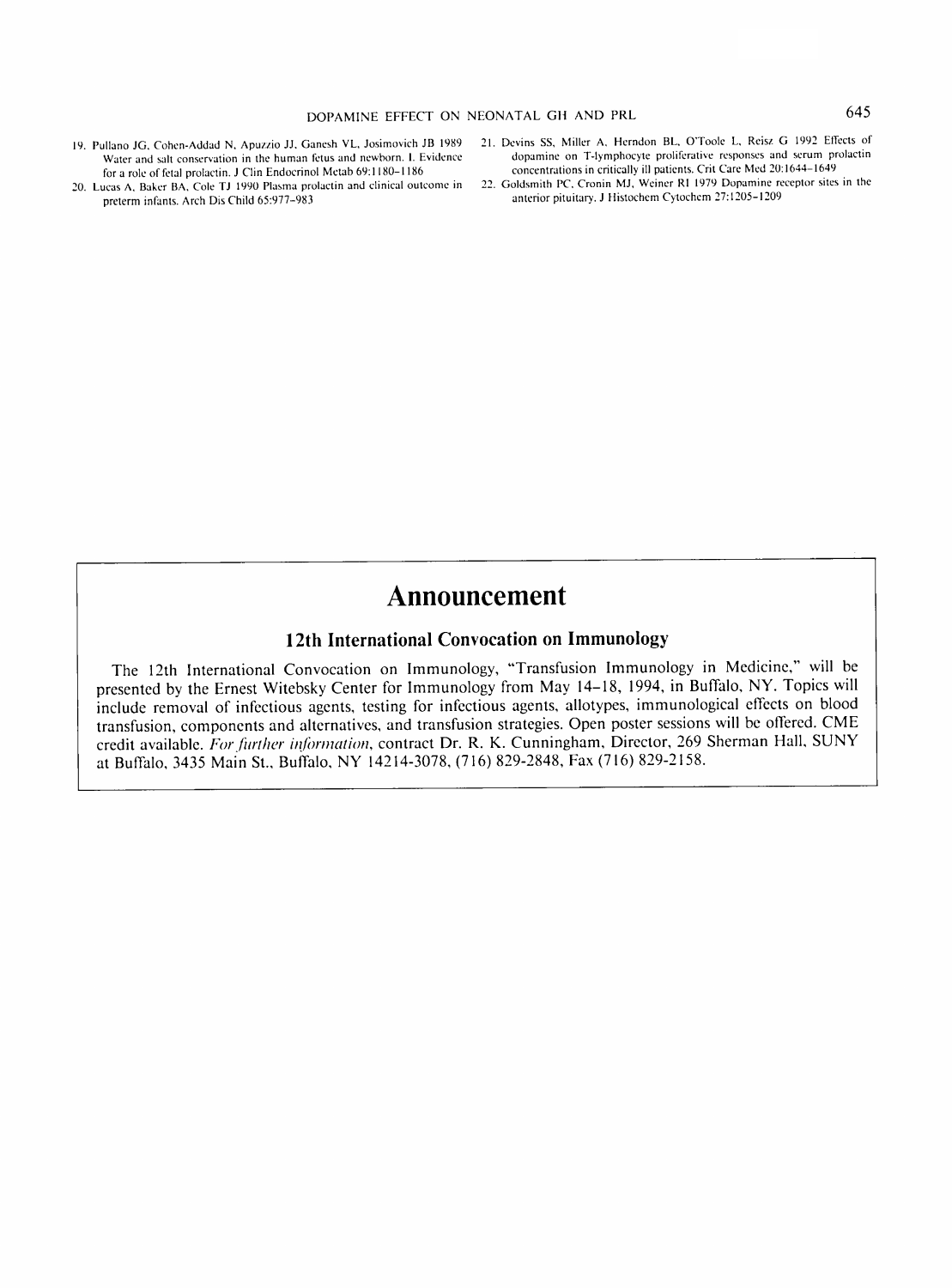19. Pullano JG, Cohen-Addad N, Apuzzio JJ, Ganesh VL, Josimovich JB 1989 Water and salt conservation in the human fetus and newborn. I. Evidence for a role of fetal prolactin. J Clin Endocrinol Metab 69:1180–1186
20. Lucas A, Baker BA, Cole TJ 1990 Plasma prolactin and clinical outcome in preterm infants. Arch Dis Child 65:977–983
21. Devins SS, Miller A, Herndon BL, O'Toole L, Reisz G 1992 Effects of dopamine on T-lymphocyte proliferative responses and serum prolactin concentrations in critically ill patients. Crit Care Med 20:1644–1649
22. Goldsmith PC, Cronin MJ, Weiner RI 1979 Dopamine receptor sites in the anterior pituitary. J Histochem Cytochem 27:1205–1209

# Announcement

## 12th International Convocation on Immunology

The 12th International Convocation on Immunology, "Transfusion Immunology in Medicine," will be presented by the Ernest Witebsky Center for Immunology from May 14–18, 1994, in Buffalo, NY. Topics will include removal of infectious agents, testing for infectious agents, allotypes, immunological effects on blood transfusion, components and alternatives, and transfusion strategies. Open poster sessions will be offered. CME credit available. *For further information*, contract Dr. R. K. Cunningham, Director, 269 Sherman Hall, SUNY at Buffalo, 3435 Main St., Buffalo, NY 14214-3078, (716) 829-2848, Fax (716) 829-2158.